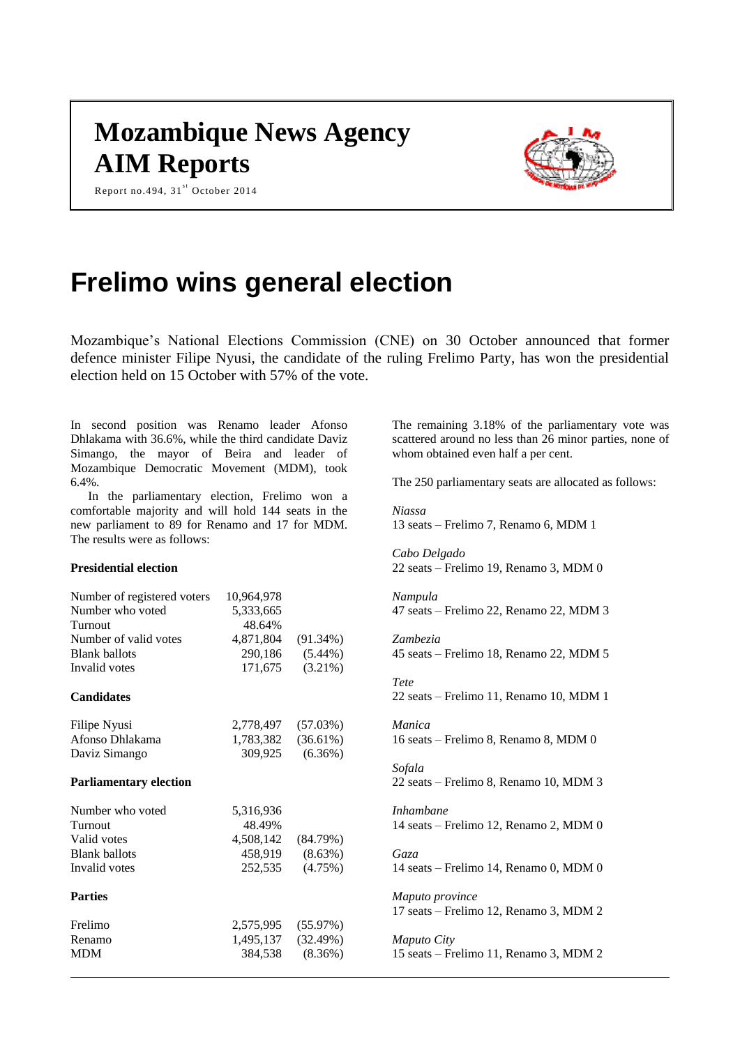# Mozambique News Agency
# AIM Reports

Report no.494, 31st October 2014

# Frelimo wins general election

Mozambique's National Elections Commission (CNE) on 30 October announced that former defence minister Filipe Nyusi, the candidate of the ruling Frelimo Party, has won the presidential election held on 15 October with 57% of the vote.

In second position was Renamo leader Afonso Dhlakama with 36.6%, while the third candidate Daviz Simango, the mayor of Beira and leader of Mozambique Democratic Movement (MDM), took 6.4%.

In the parliamentary election, Frelimo won a comfortable majority and will hold 144 seats in the new parliament to 89 for Renamo and 17 for MDM. The results were as follows:

**Presidential election**

| | | |
|---|---|---|
| Number of registered voters | 10,964,978 | |
| Number who voted | 5,333,665 | |
| Turnout | 48.64% | |
| Number of valid votes | 4,871,804 | (91.34%) |
| Blank ballots | 290,186 | (5.44%) |
| Invalid votes | 171,675 | (3.21%) |

**Candidates**

| | | |
|---|---|---|
| Filipe Nyusi | 2,778,497 | (57.03%) |
| Afonso Dhlakama | 1,783,382 | (36.61%) |
| Daviz Simango | 309,925 | (6.36%) |

**Parliamentary election**

| | | |
|---|---|---|
| Number who voted | 5,316,936 | |
| Turnout | 48.49% | |
| Valid votes | 4,508,142 | (84.79%) |
| Blank ballots | 458,919 | (8.63%) |
| Invalid votes | 252,535 | (4.75%) |

**Parties**

| | | |
|---|---|---|
| Frelimo | 2,575,995 | (55.97%) |
| Renamo | 1,495,137 | (32.49%) |
| MDM | 384,538 | (8.36%) |

The remaining 3.18% of the parliamentary vote was scattered around no less than 26 minor parties, none of whom obtained even half a per cent.

The 250 parliamentary seats are allocated as follows:

*Niassa*
13 seats – Frelimo 7, Renamo 6, MDM 1

*Cabo Delgado*
22 seats – Frelimo 19, Renamo 3, MDM 0

*Nampula*
47 seats – Frelimo 22, Renamo 22, MDM 3

*Zambezia*
45 seats – Frelimo 18, Renamo 22, MDM 5

*Tete*
22 seats – Frelimo 11, Renamo 10, MDM 1

*Manica*
16 seats – Frelimo 8, Renamo 8, MDM 0

*Sofala*
22 seats – Frelimo 8, Renamo 10, MDM 3

*Inhambane*
14 seats – Frelimo 12, Renamo 2, MDM 0

*Gaza*
14 seats – Frelimo 14, Renamo 0, MDM 0

*Maputo province*
17 seats – Frelimo 12, Renamo 3, MDM 2

*Maputo City*
15 seats – Frelimo 11, Renamo 3, MDM 2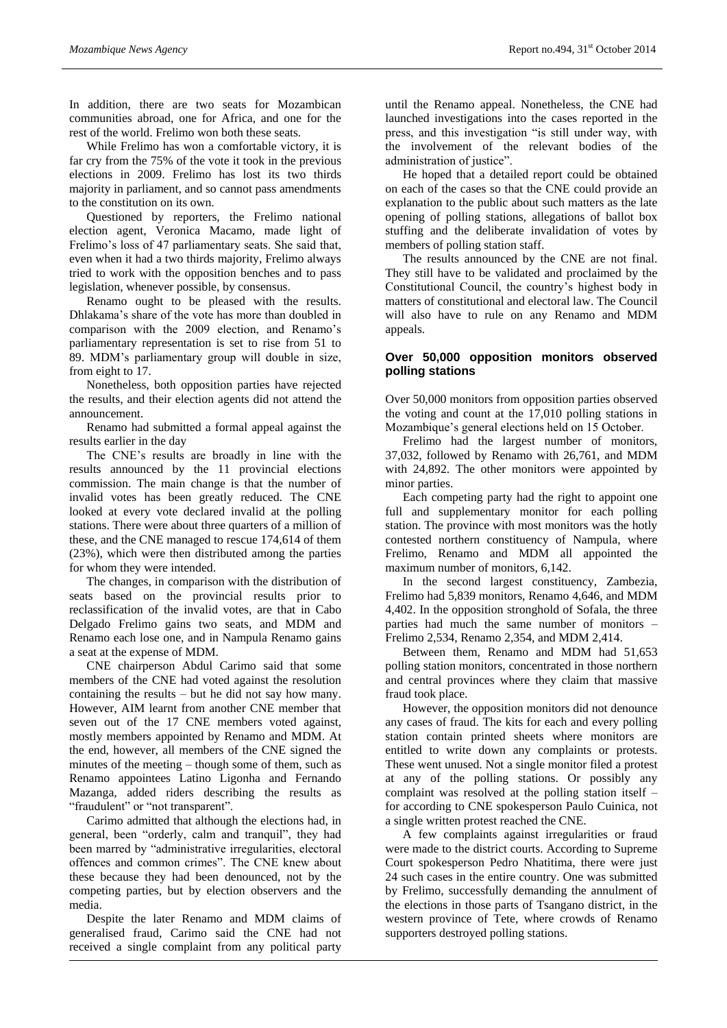In addition, there are two seats for Mozambican communities abroad, one for Africa, and one for the rest of the world. Frelimo won both these seats.

While Frelimo has won a comfortable victory, it is far cry from the 75% of the vote it took in the previous elections in 2009. Frelimo has lost its two thirds majority in parliament, and so cannot pass amendments to the constitution on its own.

Questioned by reporters, the Frelimo national election agent, Veronica Macamo, made light of Frelimo's loss of 47 parliamentary seats. She said that, even when it had a two thirds majority, Frelimo always tried to work with the opposition benches and to pass legislation, whenever possible, by consensus.

Renamo ought to be pleased with the results. Dhlakama's share of the vote has more than doubled in comparison with the 2009 election, and Renamo's parliamentary representation is set to rise from 51 to 89. MDM's parliamentary group will double in size, from eight to 17.

Nonetheless, both opposition parties have rejected the results, and their election agents did not attend the announcement.

Renamo had submitted a formal appeal against the results earlier in the day

The CNE's results are broadly in line with the results announced by the 11 provincial elections commission. The main change is that the number of invalid votes has been greatly reduced. The CNE looked at every vote declared invalid at the polling stations. There were about three quarters of a million of these, and the CNE managed to rescue 174,614 of them (23%), which were then distributed among the parties for whom they were intended.

The changes, in comparison with the distribution of seats based on the provincial results prior to reclassification of the invalid votes, are that in Cabo Delgado Frelimo gains two seats, and MDM and Renamo each lose one, and in Nampula Renamo gains a seat at the expense of MDM.

CNE chairperson Abdul Carimo said that some members of the CNE had voted against the resolution containing the results – but he did not say how many. However, AIM learnt from another CNE member that seven out of the 17 CNE members voted against, mostly members appointed by Renamo and MDM. At the end, however, all members of the CNE signed the minutes of the meeting – though some of them, such as Renamo appointees Latino Ligonha and Fernando Mazanga, added riders describing the results as "fraudulent" or "not transparent".

Carimo admitted that although the elections had, in general, been "orderly, calm and tranquil", they had been marred by "administrative irregularities, electoral offences and common crimes". The CNE knew about these because they had been denounced, not by the competing parties, but by election observers and the media.

Despite the later Renamo and MDM claims of generalised fraud, Carimo said the CNE had not received a single complaint from any political party until the Renamo appeal. Nonetheless, the CNE had launched investigations into the cases reported in the press, and this investigation "is still under way, with the involvement of the relevant bodies of the administration of justice".

He hoped that a detailed report could be obtained on each of the cases so that the CNE could provide an explanation to the public about such matters as the late opening of polling stations, allegations of ballot box stuffing and the deliberate invalidation of votes by members of polling station staff.

The results announced by the CNE are not final. They still have to be validated and proclaimed by the Constitutional Council, the country's highest body in matters of constitutional and electoral law. The Council will also have to rule on any Renamo and MDM appeals.

### Over 50,000 opposition monitors observed polling stations

Over 50,000 monitors from opposition parties observed the voting and count at the 17,010 polling stations in Mozambique's general elections held on 15 October.

Frelimo had the largest number of monitors, 37,032, followed by Renamo with 26,761, and MDM with 24,892. The other monitors were appointed by minor parties.

Each competing party had the right to appoint one full and supplementary monitor for each polling station. The province with most monitors was the hotly contested northern constituency of Nampula, where Frelimo, Renamo and MDM all appointed the maximum number of monitors, 6,142.

In the second largest constituency, Zambezia, Frelimo had 5,839 monitors, Renamo 4,646, and MDM 4,402. In the opposition stronghold of Sofala, the three parties had much the same number of monitors – Frelimo 2,534, Renamo 2,354, and MDM 2,414.

Between them, Renamo and MDM had 51,653 polling station monitors, concentrated in those northern and central provinces where they claim that massive fraud took place.

However, the opposition monitors did not denounce any cases of fraud. The kits for each and every polling station contain printed sheets where monitors are entitled to write down any complaints or protests. These went unused. Not a single monitor filed a protest at any of the polling stations. Or possibly any complaint was resolved at the polling station itself – for according to CNE spokesperson Paulo Cuinica, not a single written protest reached the CNE.

A few complaints against irregularities or fraud were made to the district courts. According to Supreme Court spokesperson Pedro Nhatitima, there were just 24 such cases in the entire country. One was submitted by Frelimo, successfully demanding the annulment of the elections in those parts of Tsangano district, in the western province of Tete, where crowds of Renamo supporters destroyed polling stations.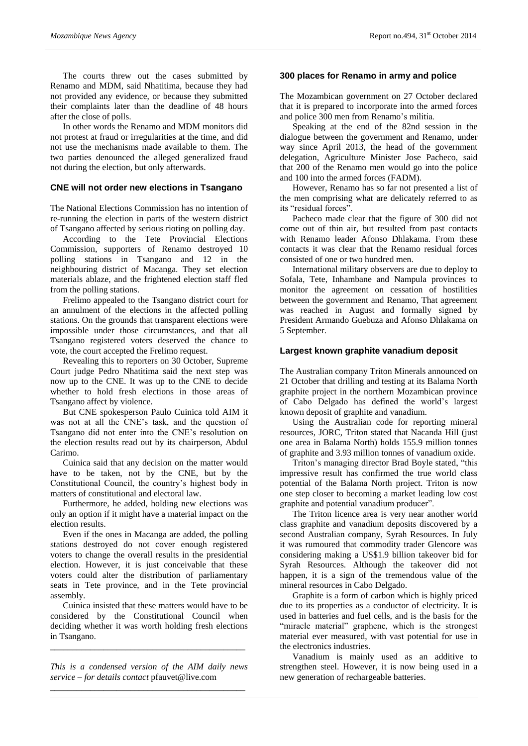The courts threw out the cases submitted by Renamo and MDM, said Nhatitima, because they had not provided any evidence, or because they submitted their complaints later than the deadline of 48 hours after the close of polls.

In other words the Renamo and MDM monitors did not protest at fraud or irregularities at the time, and did not use the mechanisms made available to them. The two parties denounced the alleged generalized fraud not during the election, but only afterwards.

### CNE will not order new elections in Tsangano

The National Elections Commission has no intention of re-running the election in parts of the western district of Tsangano affected by serious rioting on polling day.

According to the Tete Provincial Elections Commission, supporters of Renamo destroyed 10 polling stations in Tsangano and 12 in the neighbouring district of Macanga. They set election materials ablaze, and the frightened election staff fled from the polling stations.

Frelimo appealed to the Tsangano district court for an annulment of the elections in the affected polling stations. On the grounds that transparent elections were impossible under those circumstances, and that all Tsangano registered voters deserved the chance to vote, the court accepted the Frelimo request.

Revealing this to reporters on 30 October, Supreme Court judge Pedro Nhatitima said the next step was now up to the CNE. It was up to the CNE to decide whether to hold fresh elections in those areas of Tsangano affect by violence.

But CNE spokesperson Paulo Cuinica told AIM it was not at all the CNE's task, and the question of Tsangano did not enter into the CNE's resolution on the election results read out by its chairperson, Abdul Carimo.

Cuinica said that any decision on the matter would have to be taken, not by the CNE, but by the Constitutional Council, the country's highest body in matters of constitutional and electoral law.

Furthermore, he added, holding new elections was only an option if it might have a material impact on the election results.

Even if the ones in Macanga are added, the polling stations destroyed do not cover enough registered voters to change the overall results in the presidential election. However, it is just conceivable that these voters could alter the distribution of parliamentary seats in Tete province, and in the Tete provincial assembly.

Cuinica insisted that these matters would have to be considered by the Constitutional Council when deciding whether it was worth holding fresh elections in Tsangano.

---

*This is a condensed version of the AIM daily news service – for details contact* pfauvet@live.com

---

### 300 places for Renamo in army and police

The Mozambican government on 27 October declared that it is prepared to incorporate into the armed forces and police 300 men from Renamo's militia.

Speaking at the end of the 82nd session in the dialogue between the government and Renamo, under way since April 2013, the head of the government delegation, Agriculture Minister Jose Pacheco, said that 200 of the Renamo men would go into the police and 100 into the armed forces (FADM).

However, Renamo has so far not presented a list of the men comprising what are delicately referred to as its "residual forces".

Pacheco made clear that the figure of 300 did not come out of thin air, but resulted from past contacts with Renamo leader Afonso Dhlakama. From these contacts it was clear that the Renamo residual forces consisted of one or two hundred men.

International military observers are due to deploy to Sofala, Tete, Inhambane and Nampula provinces to monitor the agreement on cessation of hostilities between the government and Renamo, That agreement was reached in August and formally signed by President Armando Guebuza and Afonso Dhlakama on 5 September.

### Largest known graphite vanadium deposit

The Australian company Triton Minerals announced on 21 October that drilling and testing at its Balama North graphite project in the northern Mozambican province of Cabo Delgado has defined the world's largest known deposit of graphite and vanadium.

Using the Australian code for reporting mineral resources, JORC, Triton stated that Nacanda Hill (just one area in Balama North) holds 155.9 million tonnes of graphite and 3.93 million tonnes of vanadium oxide.

Triton's managing director Brad Boyle stated, "this impressive result has confirmed the true world class potential of the Balama North project. Triton is now one step closer to becoming a market leading low cost graphite and potential vanadium producer".

The Triton licence area is very near another world class graphite and vanadium deposits discovered by a second Australian company, Syrah Resources. In July it was rumoured that commodity trader Glencore was considering making a US$1.9 billion takeover bid for Syrah Resources. Although the takeover did not happen, it is a sign of the tremendous value of the mineral resources in Cabo Delgado.

Graphite is a form of carbon which is highly priced due to its properties as a conductor of electricity. It is used in batteries and fuel cells, and is the basis for the "miracle material" graphene, which is the strongest material ever measured, with vast potential for use in the electronics industries.

Vanadium is mainly used as an additive to strengthen steel. However, it is now being used in a new generation of rechargeable batteries.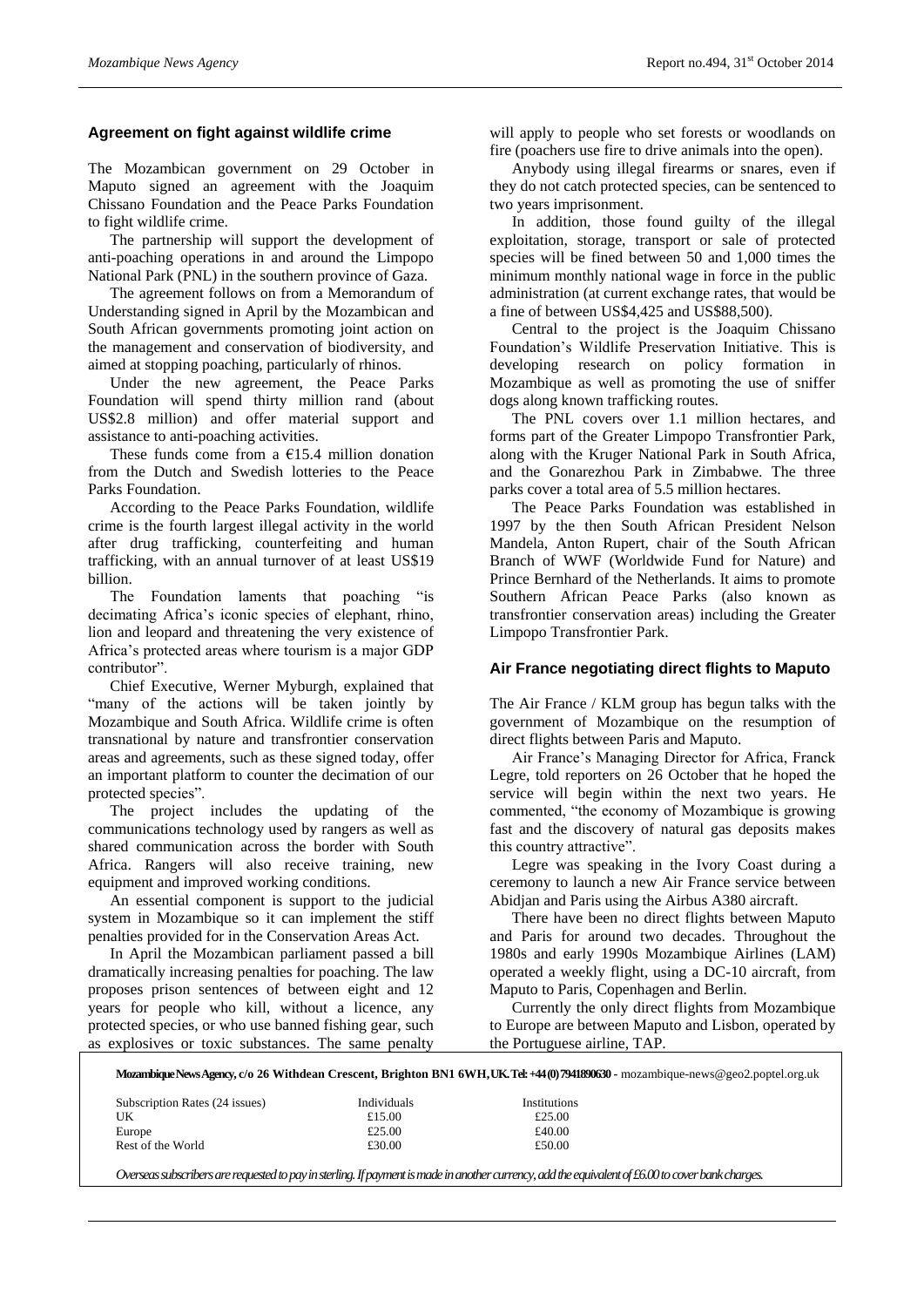## Agreement on fight against wildlife crime

The Mozambican government on 29 October in Maputo signed an agreement with the Joaquim Chissano Foundation and the Peace Parks Foundation to fight wildlife crime.

The partnership will support the development of anti-poaching operations in and around the Limpopo National Park (PNL) in the southern province of Gaza.

The agreement follows on from a Memorandum of Understanding signed in April by the Mozambican and South African governments promoting joint action on the management and conservation of biodiversity, and aimed at stopping poaching, particularly of rhinos.

Under the new agreement, the Peace Parks Foundation will spend thirty million rand (about US$2.8 million) and offer material support and assistance to anti-poaching activities.

These funds come from a €15.4 million donation from the Dutch and Swedish lotteries to the Peace Parks Foundation.

According to the Peace Parks Foundation, wildlife crime is the fourth largest illegal activity in the world after drug trafficking, counterfeiting and human trafficking, with an annual turnover of at least US$19 billion.

The Foundation laments that poaching "is decimating Africa's iconic species of elephant, rhino, lion and leopard and threatening the very existence of Africa's protected areas where tourism is a major GDP contributor".

Chief Executive, Werner Myburgh, explained that "many of the actions will be taken jointly by Mozambique and South Africa. Wildlife crime is often transnational by nature and transfrontier conservation areas and agreements, such as these signed today, offer an important platform to counter the decimation of our protected species".

The project includes the updating of the communications technology used by rangers as well as shared communication across the border with South Africa. Rangers will also receive training, new equipment and improved working conditions.

An essential component is support to the judicial system in Mozambique so it can implement the stiff penalties provided for in the Conservation Areas Act.

In April the Mozambican parliament passed a bill dramatically increasing penalties for poaching. The law proposes prison sentences of between eight and 12 years for people who kill, without a licence, any protected species, or who use banned fishing gear, such as explosives or toxic substances. The same penalty will apply to people who set forests or woodlands on fire (poachers use fire to drive animals into the open).

Anybody using illegal firearms or snares, even if they do not catch protected species, can be sentenced to two years imprisonment.

In addition, those found guilty of the illegal exploitation, storage, transport or sale of protected species will be fined between 50 and 1,000 times the minimum monthly national wage in force in the public administration (at current exchange rates, that would be a fine of between US$4,425 and US$88,500).

Central to the project is the Joaquim Chissano Foundation's Wildlife Preservation Initiative. This is developing research on policy formation in Mozambique as well as promoting the use of sniffer dogs along known trafficking routes.

The PNL covers over 1.1 million hectares, and forms part of the Greater Limpopo Transfrontier Park, along with the Kruger National Park in South Africa, and the Gonarezhou Park in Zimbabwe. The three parks cover a total area of 5.5 million hectares.

The Peace Parks Foundation was established in 1997 by the then South African President Nelson Mandela, Anton Rupert, chair of the South African Branch of WWF (Worldwide Fund for Nature) and Prince Bernhard of the Netherlands. It aims to promote Southern African Peace Parks (also known as transfrontier conservation areas) including the Greater Limpopo Transfrontier Park.

## Air France negotiating direct flights to Maputo

The Air France / KLM group has begun talks with the government of Mozambique on the resumption of direct flights between Paris and Maputo.

Air France's Managing Director for Africa, Franck Legre, told reporters on 26 October that he hoped the service will begin within the next two years. He commented, "the economy of Mozambique is growing fast and the discovery of natural gas deposits makes this country attractive".

Legre was speaking in the Ivory Coast during a ceremony to launch a new Air France service between Abidjan and Paris using the Airbus A380 aircraft.

There have been no direct flights between Maputo and Paris for around two decades. Throughout the 1980s and early 1990s Mozambique Airlines (LAM) operated a weekly flight, using a DC-10 aircraft, from Maputo to Paris, Copenhagen and Berlin.

Currently the only direct flights from Mozambique to Europe are between Maputo and Lisbon, operated by the Portuguese airline, TAP.

**Mozambique News Agency, c/o 26 Withdean Crescent, Brighton BN1 6WH, UK. Tel: +44 (0) 7941890630** - mozambique-news@geo2.poptel.org.uk

| Subscription Rates (24 issues) | Individuals | Institutions |
|---|---|---|
| UK | £15.00 | £25.00 |
| Europe | £25.00 | £40.00 |
| Rest of the World | £30.00 | £50.00 |

*Overseas subscribers are requested to pay in sterling. If payment is made in another currency, add the equivalent of £6.00 to cover bank charges.*